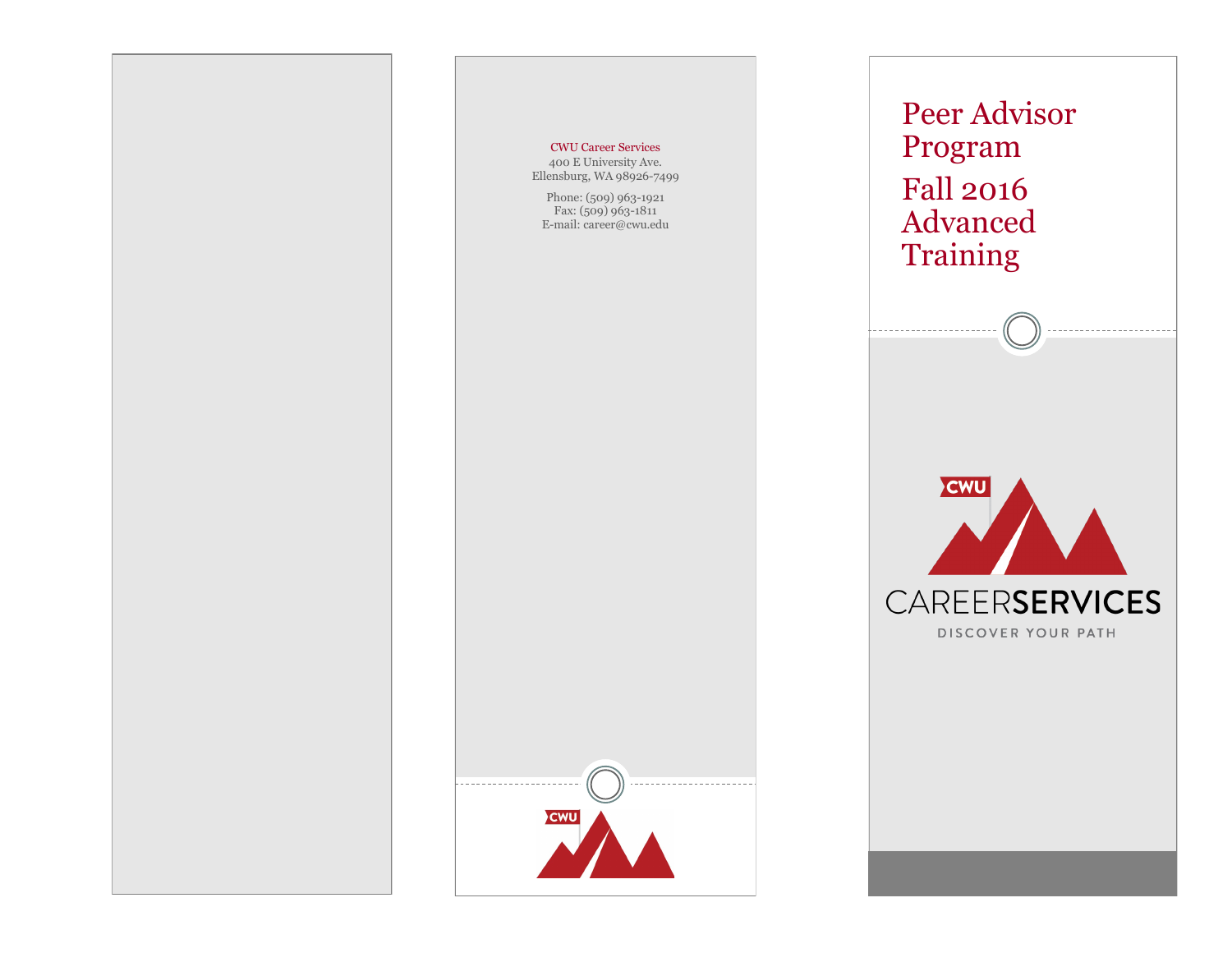CWU Career Services
400 E University Ave.
Ellensburg, WA 98926-7499

Phone: (509) 963-1921
Fax: (509) 963-1811
E-mail: career@cwu.edu

# Peer Advisor Program

## Fall 2016 Advanced Training

CWU

CAREERSERVICES

DISCOVER YOUR PATH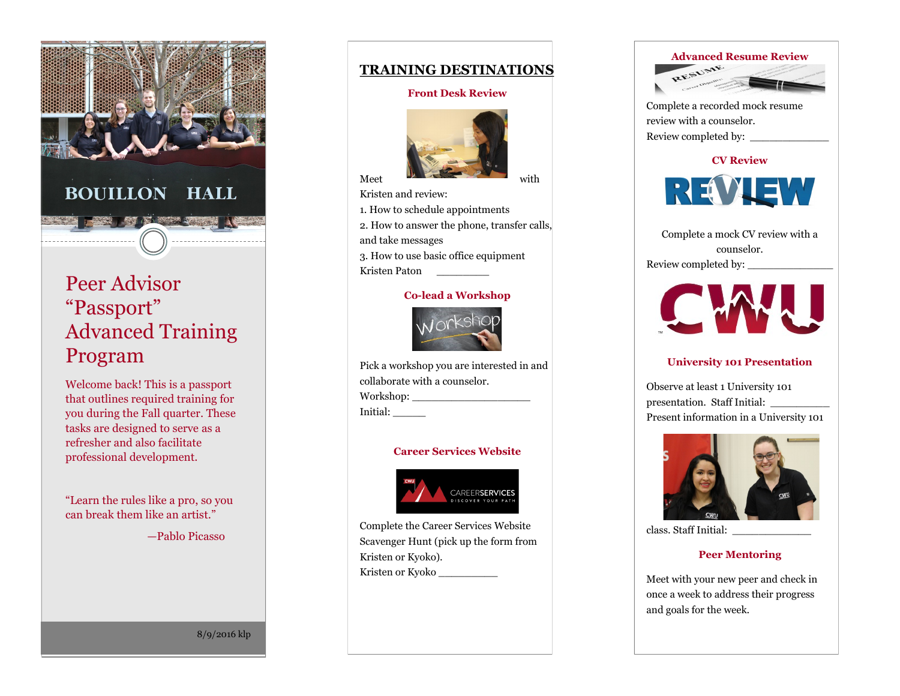BOUILLON HALL

# Peer Advisor "Passport" Advanced Training Program

Welcome back! This is a passport that outlines required training for you during the Fall quarter. These tasks are designed to serve as a refresher and also facilitate professional development.

"Learn the rules like a pro, so you can break them like an artist."

—Pablo Picasso

8/9/2016 klp

## TRAINING DESTINATIONS

### Front Desk Review

Meet with Kristen and review:

1. How to schedule appointments
2. How to answer the phone, transfer calls, and take messages
3. How to use basic office equipment

Kristen Paton \_\_\_\_\_\_\_\_\_\_

### Co-lead a Workshop

Pick a workshop you are interested in and collaborate with a counselor.

Workshop: \_\_\_\_\_\_\_\_\_\_\_\_\_\_\_\_\_\_\_\_\_\_

Initial: \_\_\_\_\_\_

### Career Services Website

Complete the Career Services Website Scavenger Hunt (pick up the form from Kristen or Kyoko).

Kristen or Kyoko \_\_\_\_\_\_\_\_\_\_\_

### Advanced Resume Review

Complete a recorded mock resume review with a counselor.

Review completed by: \_\_\_\_\_\_\_\_\_\_\_\_\_\_\_

### CV Review

Complete a mock CV review with a counselor.

Review completed by: \_\_\_\_\_\_\_\_\_\_\_\_\_\_\_\_\_

### University 101 Presentation

Observe at least 1 University 101 presentation. Staff Initial: \_\_\_\_\_\_\_\_\_\_\_

Present information in a University 101 class. Staff Initial: \_\_\_\_\_\_\_\_\_\_\_\_\_\_\_

### Peer Mentoring

Meet with your new peer and check in once a week to address their progress and goals for the week.